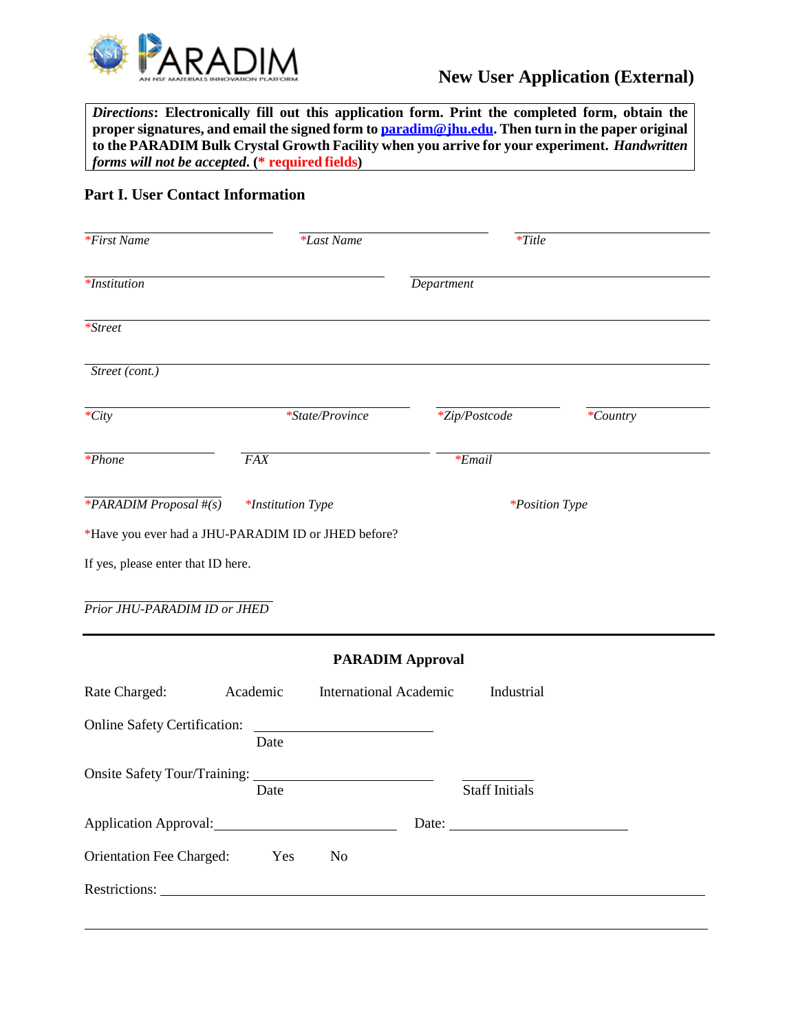# New User Application (External)

***Directions*: Electronically fill out this application form. Print the completed form, obtain the proper signatures, and email the signed form to [paradim@jhu.edu](mailto:paradim@jhu.edu). Then turn in the paper original to the PARADIM Bulk Crystal Growth Facility when you arrive for your experiment. *Handwritten forms will not be accepted.* (* required fields)**

## Part I. User Contact Information

*\*First Name* ______________ *\*Last Name* ______________ *\*Title* ______________

*\*Institution* ______________ *Department* ______________

*\*Street* ______________

*Street (cont.)* ______________

*\*City* ______________ *\*State/Province* ______________ *\*Zip/Postcode* ______________ *\*Country* ______________

*\*Phone* ______________ *FAX* ______________ *\*Email* ______________

*\*PARADIM Proposal #(s)* ______________ *\*Institution Type* ______________ *\*Position Type* ______________

\*Have you ever had a JHU-PARADIM ID or JHED before?

If yes, please enter that ID here.

*Prior JHU-PARADIM ID or JHED* ______________

---

**PARADIM Approval**

Rate Charged: Academic International Academic Industrial

Online Safety Certification: ______________
Date

Onsite Safety Tour/Training: ______________ ______________
Date Staff Initials

Application Approval: ______________ Date: ______________

Orientation Fee Charged: Yes No

Restrictions: ______________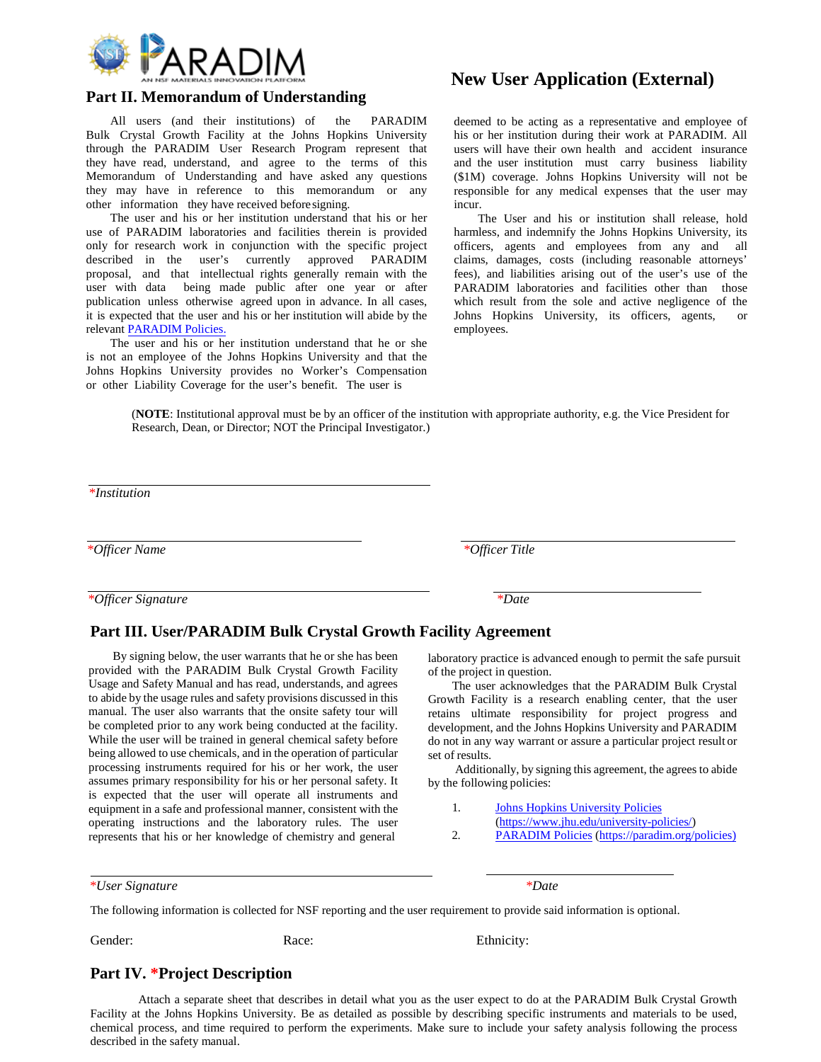# New User Application (External)

## Part II. Memorandum of Understanding

All users (and their institutions) of the PARADIM Bulk Crystal Growth Facility at the Johns Hopkins University through the PARADIM User Research Program represent that they have read, understand, and agree to the terms of this Memorandum of Understanding and have asked any questions they may have in reference to this memorandum or any other information they have received before signing.

The user and his or her institution understand that his or her use of PARADIM laboratories and facilities therein is provided only for research work in conjunction with the specific project described in the user's currently approved PARADIM proposal, and that intellectual rights generally remain with the user with data being made public after one year or after publication unless otherwise agreed upon in advance. In all cases, it is expected that the user and his or her institution will abide by the relevant [PARADIM Policies.](https://paradim.org/policies)

The user and his or her institution understand that he or she is not an employee of the Johns Hopkins University and that the Johns Hopkins University provides no Worker's Compensation or other Liability Coverage for the user's benefit. The user is deemed to be acting as a representative and employee of his or her institution during their work at PARADIM. All users will have their own health and accident insurance and the user institution must carry business liability ($1M) coverage. Johns Hopkins University will not be responsible for any medical expenses that the user may incur.

The User and his or institution shall release, hold harmless, and indemnify the Johns Hopkins University, its officers, agents and employees from any and all claims, damages, costs (including reasonable attorneys' fees), and liabilities arising out of the user's use of the PARADIM laboratories and facilities other than those which result from the sole and active negligence of the Johns Hopkins University, its officers, agents, or employees.

(**NOTE**: Institutional approval must be by an officer of the institution with appropriate authority, e.g. the Vice President for Research, Dean, or Director; NOT the Principal Investigator.)

*\*Institution*

*\*Officer Name*　　　　*\*Officer Title*

*\*Officer Signature*　　　　*\*Date*

## Part III. User/PARADIM Bulk Crystal Growth Facility Agreement

By signing below, the user warrants that he or she has been provided with the PARADIM Bulk Crystal Growth Facility Usage and Safety Manual and has read, understands, and agrees to abide by the usage rules and safety provisions discussed in this manual. The user also warrants that the onsite safety tour will be completed prior to any work being conducted at the facility. While the user will be trained in general chemical safety before being allowed to use chemicals, and in the operation of particular processing instruments required for his or her work, the user assumes primary responsibility for his or her personal safety. It is expected that the user will operate all instruments and equipment in a safe and professional manner, consistent with the operating instructions and the laboratory rules. The user represents that his or her knowledge of chemistry and general laboratory practice is advanced enough to permit the safe pursuit of the project in question.

The user acknowledges that the PARADIM Bulk Crystal Growth Facility is a research enabling center, that the user retains ultimate responsibility for project progress and development, and the Johns Hopkins University and PARADIM do not in any way warrant or assure a particular project result or set of results.

Additionally, by signing this agreement, the agrees to abide by the following policies:

1. [Johns Hopkins University Policies](https://www.jhu.edu/university-policies/) (https://www.jhu.edu/university-policies/)
2. [PARADIM Policies](https://paradim.org/policies) (https://paradim.org/policies)

*\*User Signature*　　　　*\*Date*

The following information is collected for NSF reporting and the user requirement to provide said information is optional.

Gender:　　　　Race:　　　　Ethnicity:

## Part IV. \*Project Description

Attach a separate sheet that describes in detail what you as the user expect to do at the PARADIM Bulk Crystal Growth Facility at the Johns Hopkins University. Be as detailed as possible by describing specific instruments and materials to be used, chemical process, and time required to perform the experiments. Make sure to include your safety analysis following the process described in the safety manual.